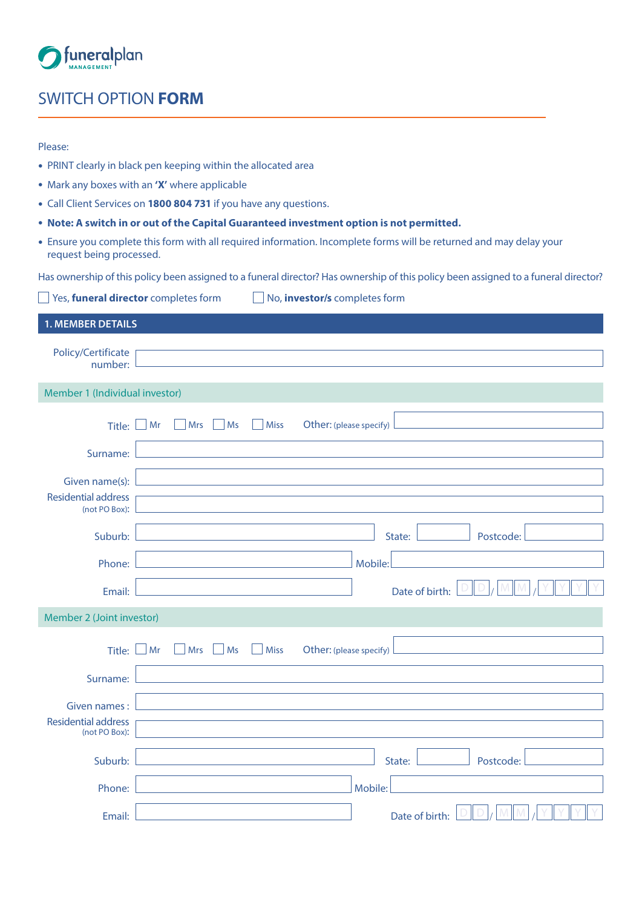funeralplan MANAGEMENT

# SWITCH OPTION **FORM**

Please:

- PRINT clearly in black pen keeping within the allocated area
- Mark any boxes with an **'X'** where applicable
- Call Client Services on **1800 804 731** if you have any questions.
- **Note: A switch in or out of the Capital Guaranteed investment option is not permitted.**
- Ensure you complete this form with all required information. Incomplete forms will be returned and may delay your request being processed.

Has ownership of this policy been assigned to a funeral director? Has ownership of this policy been assigned to a funeral director?

☐ Yes, **funeral director** completes form ☐ No, **investor/s** completes form

## 1. MEMBER DETAILS

Policy/Certificate number:

### Member 1 (Individual investor)

Title: ☐ Mr ☐ Mrs ☐ Ms ☐ Miss Other: (please specify)

Surname:

Given name(s):

Residential address (not PO Box):

Suburb: State: Postcode:

Phone: Mobile:

Email: Date of birth: D D / M M / Y Y Y Y

### Member 2 (Joint investor)

Title: ☐ Mr ☐ Mrs ☐ Ms ☐ Miss Other: (please specify)

Surname:

Given names :

Residential address (not PO Box):

Suburb: State: Postcode:

Phone: Mobile:

Email: Date of birth: D D / M M / Y Y Y Y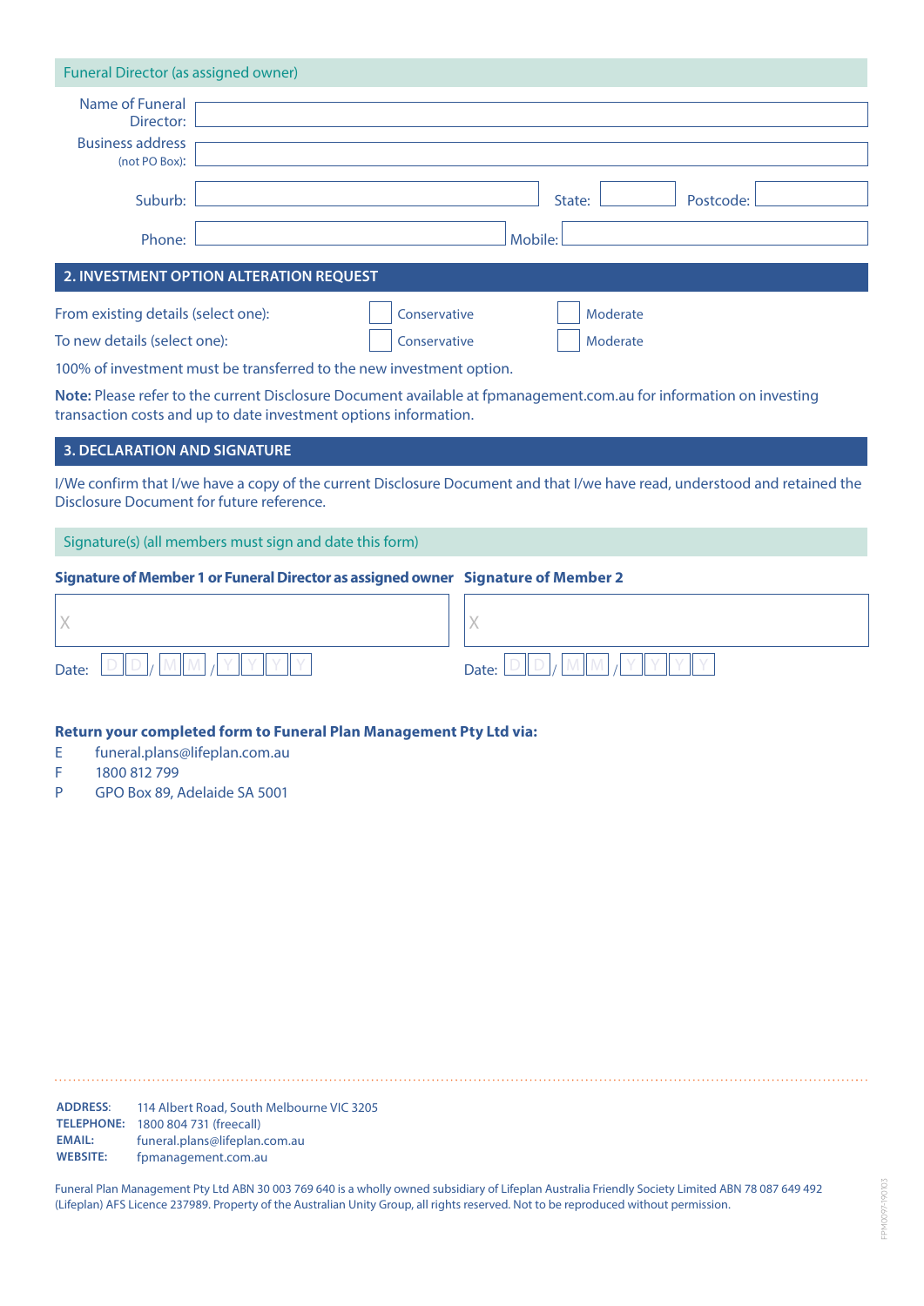### Funeral Director (as assigned owner)

Name of Funeral Director:

Business address (not PO Box):

Suburb: State: Postcode:

Phone: Mobile:

## 2. INVESTMENT OPTION ALTERATION REQUEST

From existing details (select one): ☐ Conservative ☐ Moderate

To new details (select one): ☐ Conservative ☐ Moderate

100% of investment must be transferred to the new investment option.

**Note:** Please refer to the current Disclosure Document available at fpmanagement.com.au for information on investing transaction costs and up to date investment options information.

## 3. DECLARATION AND SIGNATURE

I/We confirm that I/we have a copy of the current Disclosure Document and that I/we have read, understood and retained the Disclosure Document for future reference.

### Signature(s) (all members must sign and date this form)

**Signature of Member 1 or Funeral Director as assigned owner**

X

Date: DD/MM/YYYY

**Signature of Member 2**

X

Date: DD/MM/YYYY

**Return your completed form to Funeral Plan Management Pty Ltd via:**

E funeral.plans@lifeplan.com.au

F 1800 812 799

P GPO Box 89, Adelaide SA 5001

**ADDRESS:** 114 Albert Road, South Melbourne VIC 3205
**TELEPHONE:** 1800 804 731 (freecall)
**EMAIL:** funeral.plans@lifeplan.com.au
**WEBSITE:** fpmanagement.com.au

Funeral Plan Management Pty Ltd ABN 30 003 769 640 is a wholly owned subsidiary of Lifeplan Australia Friendly Society Limited ABN 78 087 649 492 (Lifeplan) AFS Licence 237989. Property of the Australian Unity Group, all rights reserved. Not to be reproduced without permission.

FPM0097-190103